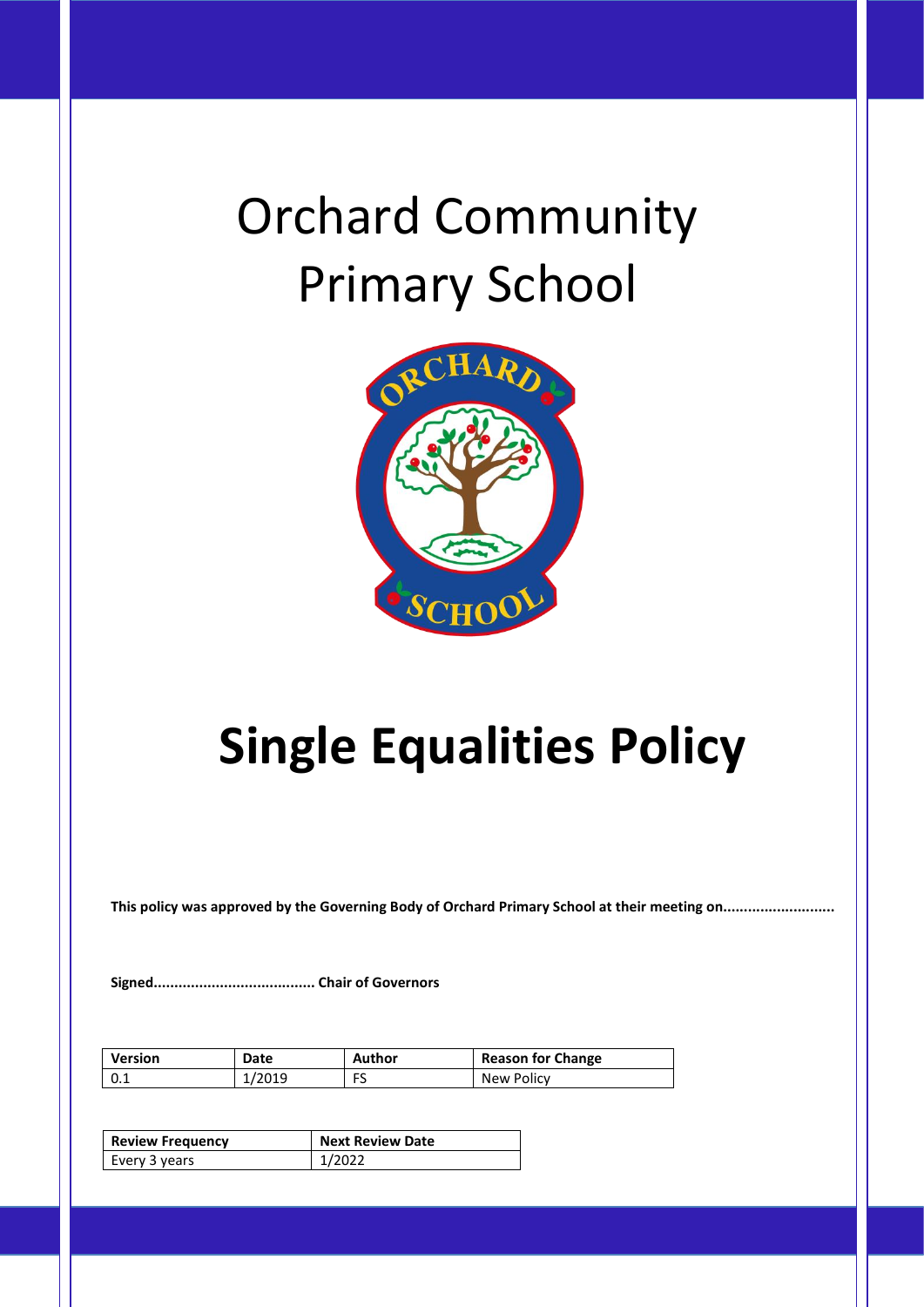# Orchard Community Primary School

# Single Equalities Policy

**This policy was approved by the Governing Body of Orchard Primary School at their meeting on...........................**

**Signed...................................... Chair of Governors**

| Version | Date | Author | Reason for Change |
| --- | --- | --- | --- |
| 0.1 | 1/2019 | FS | New Policy |

| Review Frequency | Next Review Date |
| --- | --- |
| Every 3 years | 1/2022 |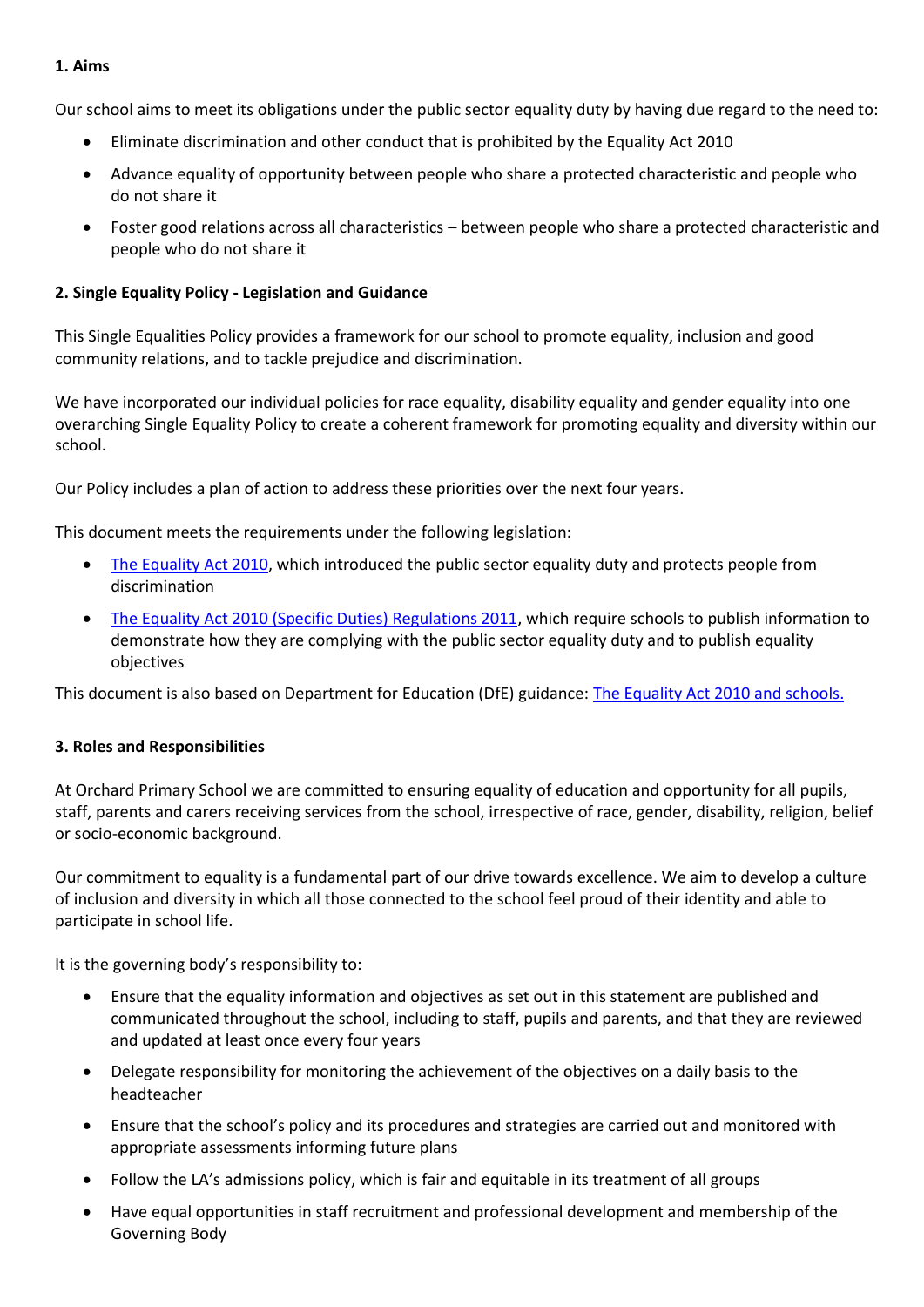**1. Aims**

Our school aims to meet its obligations under the public sector equality duty by having due regard to the need to:

- Eliminate discrimination and other conduct that is prohibited by the Equality Act 2010
- Advance equality of opportunity between people who share a protected characteristic and people who do not share it
- Foster good relations across all characteristics – between people who share a protected characteristic and people who do not share it

**2. Single Equality Policy - Legislation and Guidance**

This Single Equalities Policy provides a framework for our school to promote equality, inclusion and good community relations, and to tackle prejudice and discrimination.

We have incorporated our individual policies for race equality, disability equality and gender equality into one overarching Single Equality Policy to create a coherent framework for promoting equality and diversity within our school.

Our Policy includes a plan of action to address these priorities over the next four years.

This document meets the requirements under the following legislation:

- The Equality Act 2010, which introduced the public sector equality duty and protects people from discrimination
- The Equality Act 2010 (Specific Duties) Regulations 2011, which require schools to publish information to demonstrate how they are complying with the public sector equality duty and to publish equality objectives

This document is also based on Department for Education (DfE) guidance: The Equality Act 2010 and schools.

**3. Roles and Responsibilities**

At Orchard Primary School we are committed to ensuring equality of education and opportunity for all pupils, staff, parents and carers receiving services from the school, irrespective of race, gender, disability, religion, belief or socio-economic background.

Our commitment to equality is a fundamental part of our drive towards excellence. We aim to develop a culture of inclusion and diversity in which all those connected to the school feel proud of their identity and able to participate in school life.

It is the governing body's responsibility to:

- Ensure that the equality information and objectives as set out in this statement are published and communicated throughout the school, including to staff, pupils and parents, and that they are reviewed and updated at least once every four years
- Delegate responsibility for monitoring the achievement of the objectives on a daily basis to the headteacher
- Ensure that the school's policy and its procedures and strategies are carried out and monitored with appropriate assessments informing future plans
- Follow the LA's admissions policy, which is fair and equitable in its treatment of all groups
- Have equal opportunities in staff recruitment and professional development and membership of the Governing Body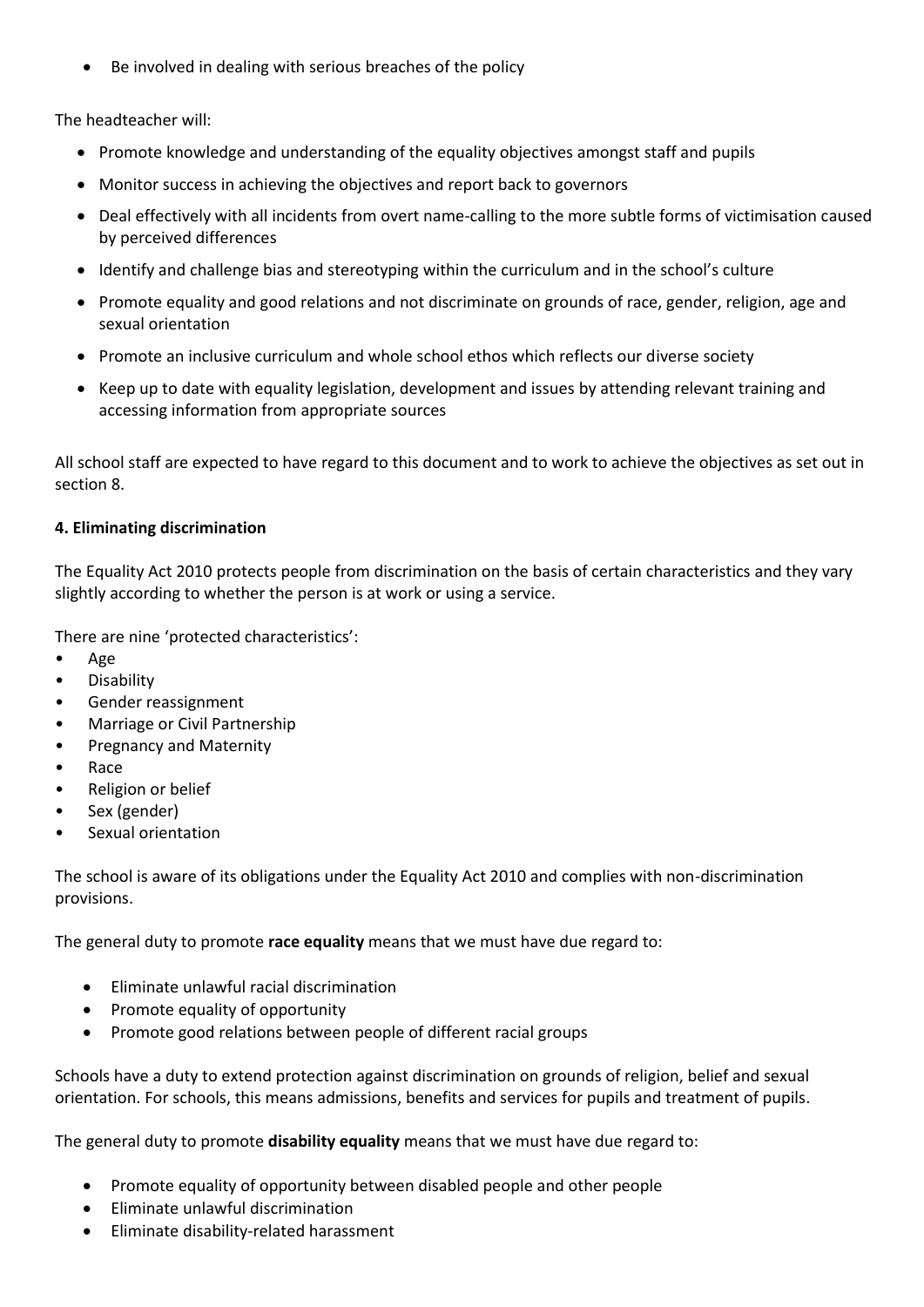- Be involved in dealing with serious breaches of the policy

The headteacher will:

- Promote knowledge and understanding of the equality objectives amongst staff and pupils
- Monitor success in achieving the objectives and report back to governors
- Deal effectively with all incidents from overt name-calling to the more subtle forms of victimisation caused by perceived differences
- Identify and challenge bias and stereotyping within the curriculum and in the school's culture
- Promote equality and good relations and not discriminate on grounds of race, gender, religion, age and sexual orientation
- Promote an inclusive curriculum and whole school ethos which reflects our diverse society
- Keep up to date with equality legislation, development and issues by attending relevant training and accessing information from appropriate sources

All school staff are expected to have regard to this document and to work to achieve the objectives as set out in section 8.

**4. Eliminating discrimination**

The Equality Act 2010 protects people from discrimination on the basis of certain characteristics and they vary slightly according to whether the person is at work or using a service.

There are nine 'protected characteristics':

- Age
- Disability
- Gender reassignment
- Marriage or Civil Partnership
- Pregnancy and Maternity
- Race
- Religion or belief
- Sex (gender)
- Sexual orientation

The school is aware of its obligations under the Equality Act 2010 and complies with non-discrimination provisions.

The general duty to promote **race equality** means that we must have due regard to:

- Eliminate unlawful racial discrimination
- Promote equality of opportunity
- Promote good relations between people of different racial groups

Schools have a duty to extend protection against discrimination on grounds of religion, belief and sexual orientation. For schools, this means admissions, benefits and services for pupils and treatment of pupils.

The general duty to promote **disability equality** means that we must have due regard to:

- Promote equality of opportunity between disabled people and other people
- Eliminate unlawful discrimination
- Eliminate disability-related harassment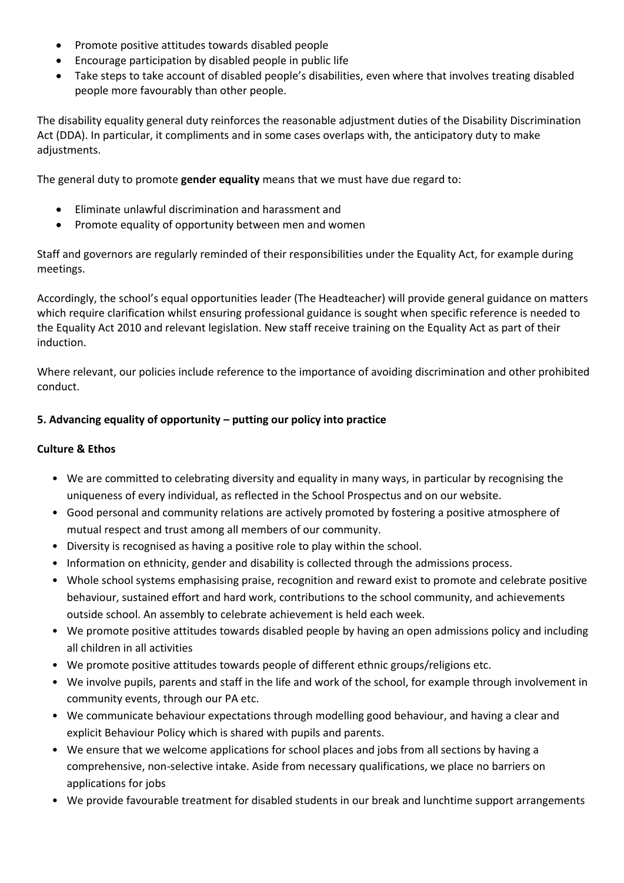- Promote positive attitudes towards disabled people
- Encourage participation by disabled people in public life
- Take steps to take account of disabled people's disabilities, even where that involves treating disabled people more favourably than other people.

The disability equality general duty reinforces the reasonable adjustment duties of the Disability Discrimination Act (DDA). In particular, it compliments and in some cases overlaps with, the anticipatory duty to make adjustments.

The general duty to promote **gender equality** means that we must have due regard to:

- Eliminate unlawful discrimination and harassment and
- Promote equality of opportunity between men and women

Staff and governors are regularly reminded of their responsibilities under the Equality Act, for example during meetings.

Accordingly, the school's equal opportunities leader (The Headteacher) will provide general guidance on matters which require clarification whilst ensuring professional guidance is sought when specific reference is needed to the Equality Act 2010 and relevant legislation. New staff receive training on the Equality Act as part of their induction.

Where relevant, our policies include reference to the importance of avoiding discrimination and other prohibited conduct.

**5. Advancing equality of opportunity – putting our policy into practice**

**Culture & Ethos**

- We are committed to celebrating diversity and equality in many ways, in particular by recognising the uniqueness of every individual, as reflected in the School Prospectus and on our website.
- Good personal and community relations are actively promoted by fostering a positive atmosphere of mutual respect and trust among all members of our community.
- Diversity is recognised as having a positive role to play within the school.
- Information on ethnicity, gender and disability is collected through the admissions process.
- Whole school systems emphasising praise, recognition and reward exist to promote and celebrate positive behaviour, sustained effort and hard work, contributions to the school community, and achievements outside school. An assembly to celebrate achievement is held each week.
- We promote positive attitudes towards disabled people by having an open admissions policy and including all children in all activities
- We promote positive attitudes towards people of different ethnic groups/religions etc.
- We involve pupils, parents and staff in the life and work of the school, for example through involvement in community events, through our PA etc.
- We communicate behaviour expectations through modelling good behaviour, and having a clear and explicit Behaviour Policy which is shared with pupils and parents.
- We ensure that we welcome applications for school places and jobs from all sections by having a comprehensive, non-selective intake. Aside from necessary qualifications, we place no barriers on applications for jobs
- We provide favourable treatment for disabled students in our break and lunchtime support arrangements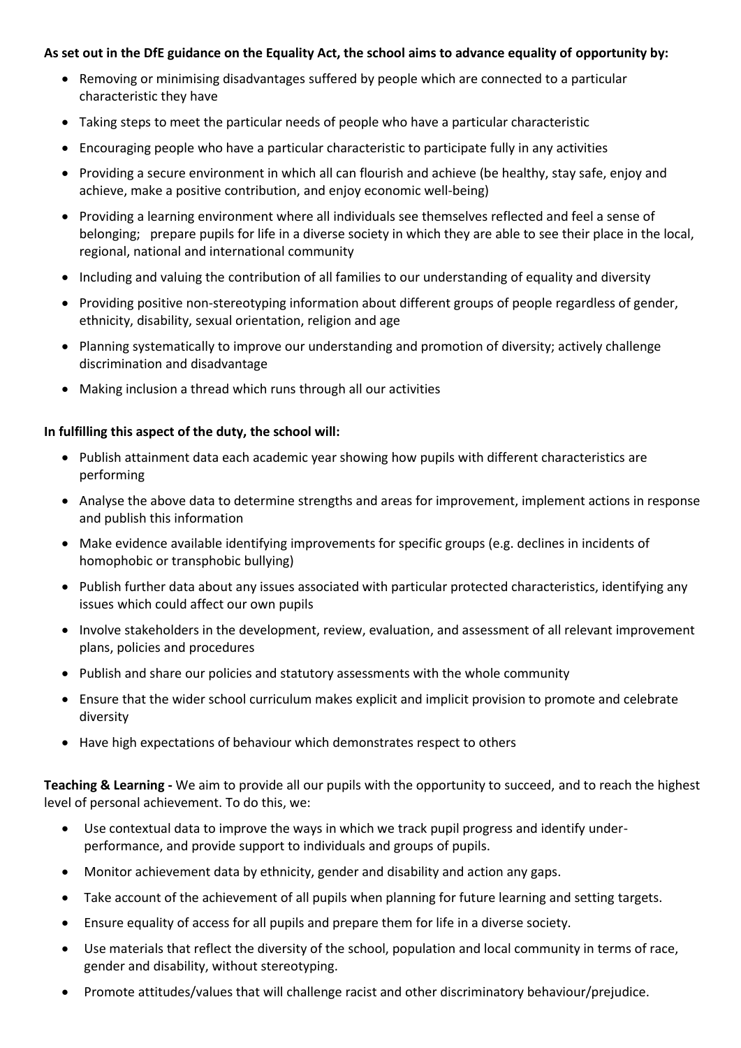**As set out in the DfE guidance on the Equality Act, the school aims to advance equality of opportunity by:**

- Removing or minimising disadvantages suffered by people which are connected to a particular characteristic they have
- Taking steps to meet the particular needs of people who have a particular characteristic
- Encouraging people who have a particular characteristic to participate fully in any activities
- Providing a secure environment in which all can flourish and achieve (be healthy, stay safe, enjoy and achieve, make a positive contribution, and enjoy economic well-being)
- Providing a learning environment where all individuals see themselves reflected and feel a sense of belonging; prepare pupils for life in a diverse society in which they are able to see their place in the local, regional, national and international community
- Including and valuing the contribution of all families to our understanding of equality and diversity
- Providing positive non-stereotyping information about different groups of people regardless of gender, ethnicity, disability, sexual orientation, religion and age
- Planning systematically to improve our understanding and promotion of diversity; actively challenge discrimination and disadvantage
- Making inclusion a thread which runs through all our activities

**In fulfilling this aspect of the duty, the school will:**

- Publish attainment data each academic year showing how pupils with different characteristics are performing
- Analyse the above data to determine strengths and areas for improvement, implement actions in response and publish this information
- Make evidence available identifying improvements for specific groups (e.g. declines in incidents of homophobic or transphobic bullying)
- Publish further data about any issues associated with particular protected characteristics, identifying any issues which could affect our own pupils
- Involve stakeholders in the development, review, evaluation, and assessment of all relevant improvement plans, policies and procedures
- Publish and share our policies and statutory assessments with the whole community
- Ensure that the wider school curriculum makes explicit and implicit provision to promote and celebrate diversity
- Have high expectations of behaviour which demonstrates respect to others

**Teaching & Learning -** We aim to provide all our pupils with the opportunity to succeed, and to reach the highest level of personal achievement. To do this, we:

- Use contextual data to improve the ways in which we track pupil progress and identify under-performance, and provide support to individuals and groups of pupils.
- Monitor achievement data by ethnicity, gender and disability and action any gaps.
- Take account of the achievement of all pupils when planning for future learning and setting targets.
- Ensure equality of access for all pupils and prepare them for life in a diverse society.
- Use materials that reflect the diversity of the school, population and local community in terms of race, gender and disability, without stereotyping.
- Promote attitudes/values that will challenge racist and other discriminatory behaviour/prejudice.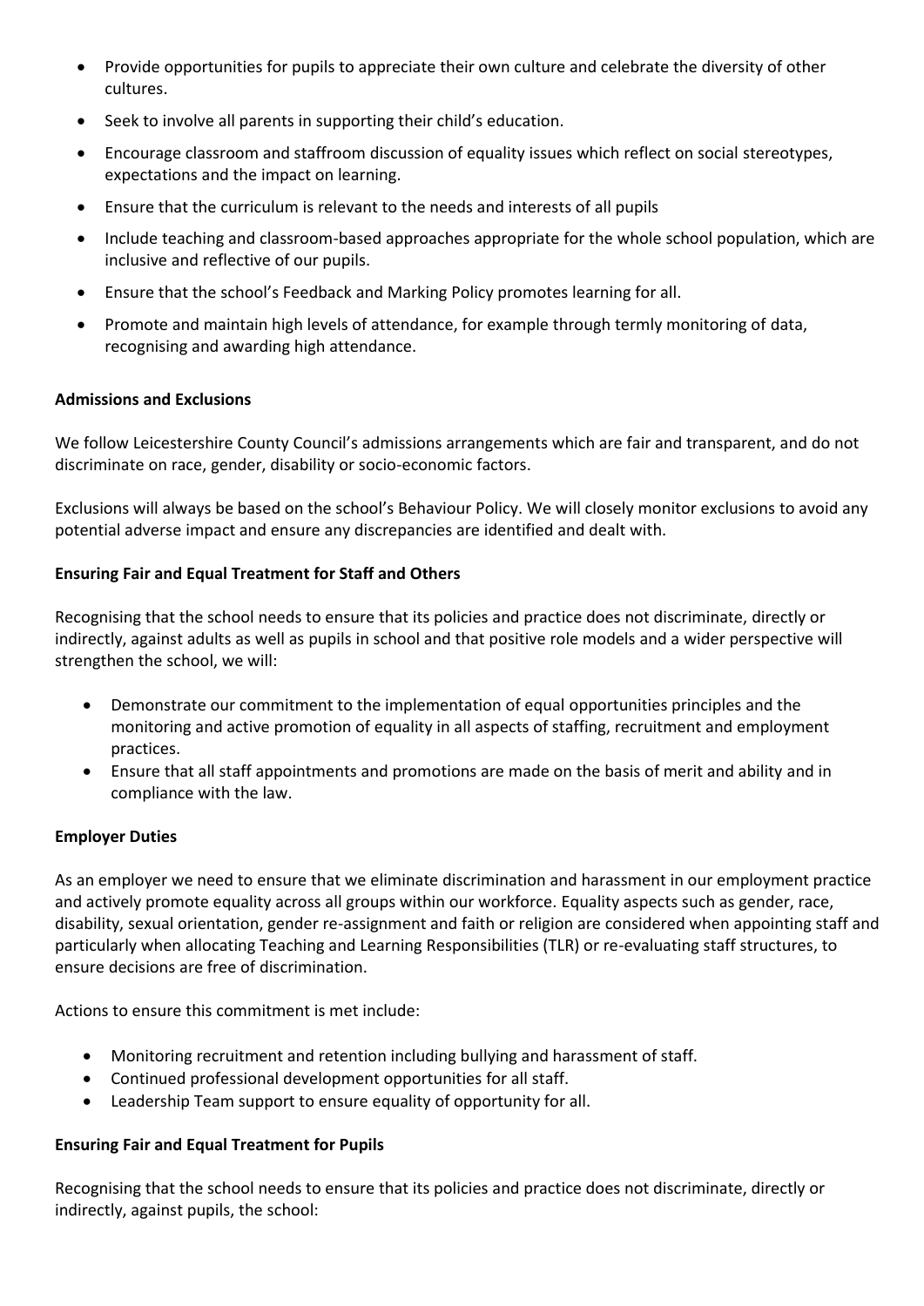- Provide opportunities for pupils to appreciate their own culture and celebrate the diversity of other cultures.
- Seek to involve all parents in supporting their child's education.
- Encourage classroom and staffroom discussion of equality issues which reflect on social stereotypes, expectations and the impact on learning.
- Ensure that the curriculum is relevant to the needs and interests of all pupils
- Include teaching and classroom-based approaches appropriate for the whole school population, which are inclusive and reflective of our pupils.
- Ensure that the school's Feedback and Marking Policy promotes learning for all.
- Promote and maintain high levels of attendance, for example through termly monitoring of data, recognising and awarding high attendance.

**Admissions and Exclusions**

We follow Leicestershire County Council's admissions arrangements which are fair and transparent, and do not discriminate on race, gender, disability or socio-economic factors.

Exclusions will always be based on the school's Behaviour Policy. We will closely monitor exclusions to avoid any potential adverse impact and ensure any discrepancies are identified and dealt with.

**Ensuring Fair and Equal Treatment for Staff and Others**

Recognising that the school needs to ensure that its policies and practice does not discriminate, directly or indirectly, against adults as well as pupils in school and that positive role models and a wider perspective will strengthen the school, we will:

- Demonstrate our commitment to the implementation of equal opportunities principles and the monitoring and active promotion of equality in all aspects of staffing, recruitment and employment practices.
- Ensure that all staff appointments and promotions are made on the basis of merit and ability and in compliance with the law.

**Employer Duties**

As an employer we need to ensure that we eliminate discrimination and harassment in our employment practice and actively promote equality across all groups within our workforce. Equality aspects such as gender, race, disability, sexual orientation, gender re-assignment and faith or religion are considered when appointing staff and particularly when allocating Teaching and Learning Responsibilities (TLR) or re-evaluating staff structures, to ensure decisions are free of discrimination.

Actions to ensure this commitment is met include:

- Monitoring recruitment and retention including bullying and harassment of staff.
- Continued professional development opportunities for all staff.
- Leadership Team support to ensure equality of opportunity for all.

**Ensuring Fair and Equal Treatment for Pupils**

Recognising that the school needs to ensure that its policies and practice does not discriminate, directly or indirectly, against pupils, the school: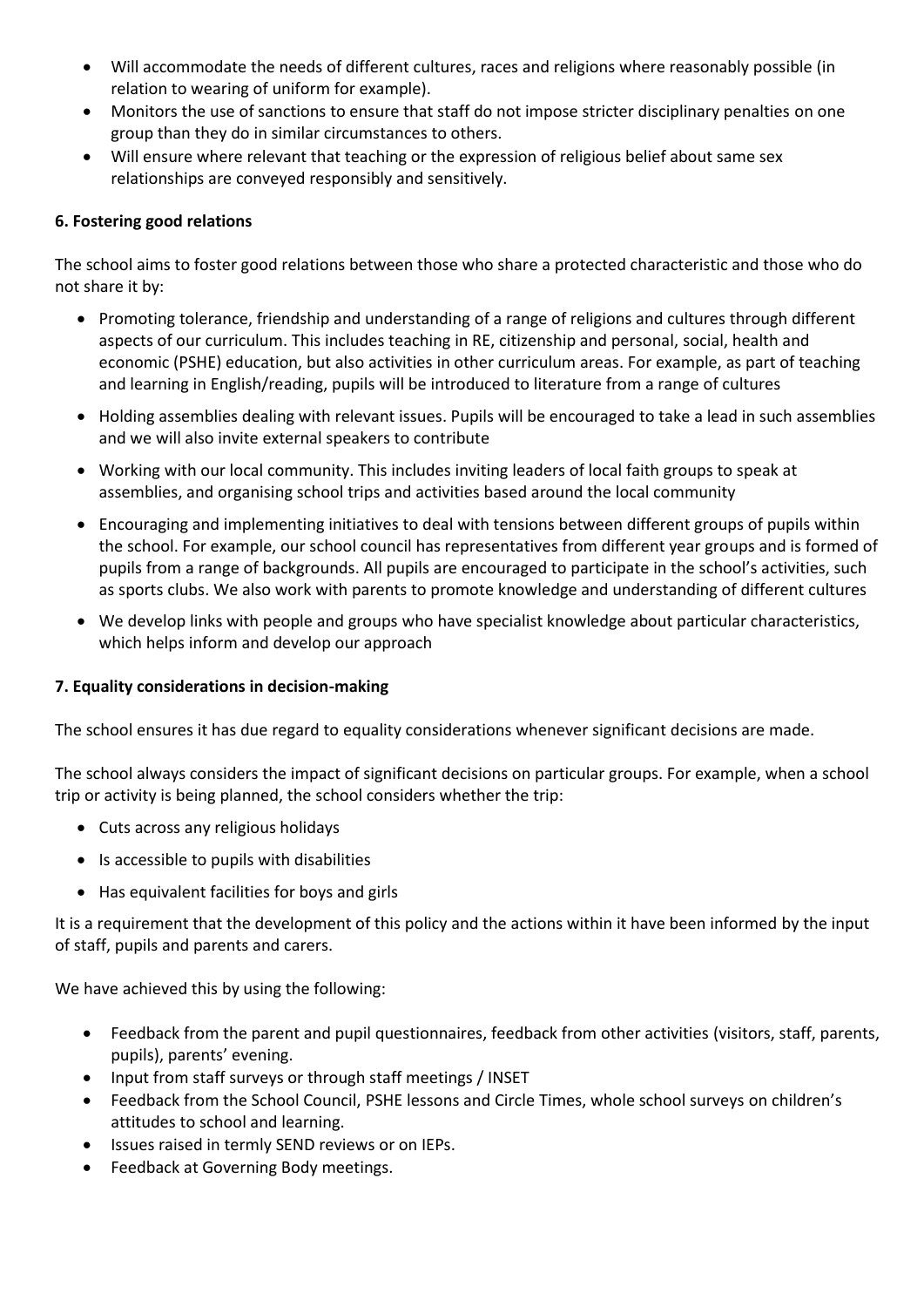- Will accommodate the needs of different cultures, races and religions where reasonably possible (in relation to wearing of uniform for example).
- Monitors the use of sanctions to ensure that staff do not impose stricter disciplinary penalties on one group than they do in similar circumstances to others.
- Will ensure where relevant that teaching or the expression of religious belief about same sex relationships are conveyed responsibly and sensitively.

**6. Fostering good relations**

The school aims to foster good relations between those who share a protected characteristic and those who do not share it by:

- Promoting tolerance, friendship and understanding of a range of religions and cultures through different aspects of our curriculum. This includes teaching in RE, citizenship and personal, social, health and economic (PSHE) education, but also activities in other curriculum areas. For example, as part of teaching and learning in English/reading, pupils will be introduced to literature from a range of cultures
- Holding assemblies dealing with relevant issues. Pupils will be encouraged to take a lead in such assemblies and we will also invite external speakers to contribute
- Working with our local community. This includes inviting leaders of local faith groups to speak at assemblies, and organising school trips and activities based around the local community
- Encouraging and implementing initiatives to deal with tensions between different groups of pupils within the school. For example, our school council has representatives from different year groups and is formed of pupils from a range of backgrounds. All pupils are encouraged to participate in the school's activities, such as sports clubs. We also work with parents to promote knowledge and understanding of different cultures
- We develop links with people and groups who have specialist knowledge about particular characteristics, which helps inform and develop our approach

**7. Equality considerations in decision-making**

The school ensures it has due regard to equality considerations whenever significant decisions are made.

The school always considers the impact of significant decisions on particular groups. For example, when a school trip or activity is being planned, the school considers whether the trip:

- Cuts across any religious holidays
- Is accessible to pupils with disabilities
- Has equivalent facilities for boys and girls

It is a requirement that the development of this policy and the actions within it have been informed by the input of staff, pupils and parents and carers.

We have achieved this by using the following:

- Feedback from the parent and pupil questionnaires, feedback from other activities (visitors, staff, parents, pupils), parents' evening.
- Input from staff surveys or through staff meetings / INSET
- Feedback from the School Council, PSHE lessons and Circle Times, whole school surveys on children's attitudes to school and learning.
- Issues raised in termly SEND reviews or on IEPs.
- Feedback at Governing Body meetings.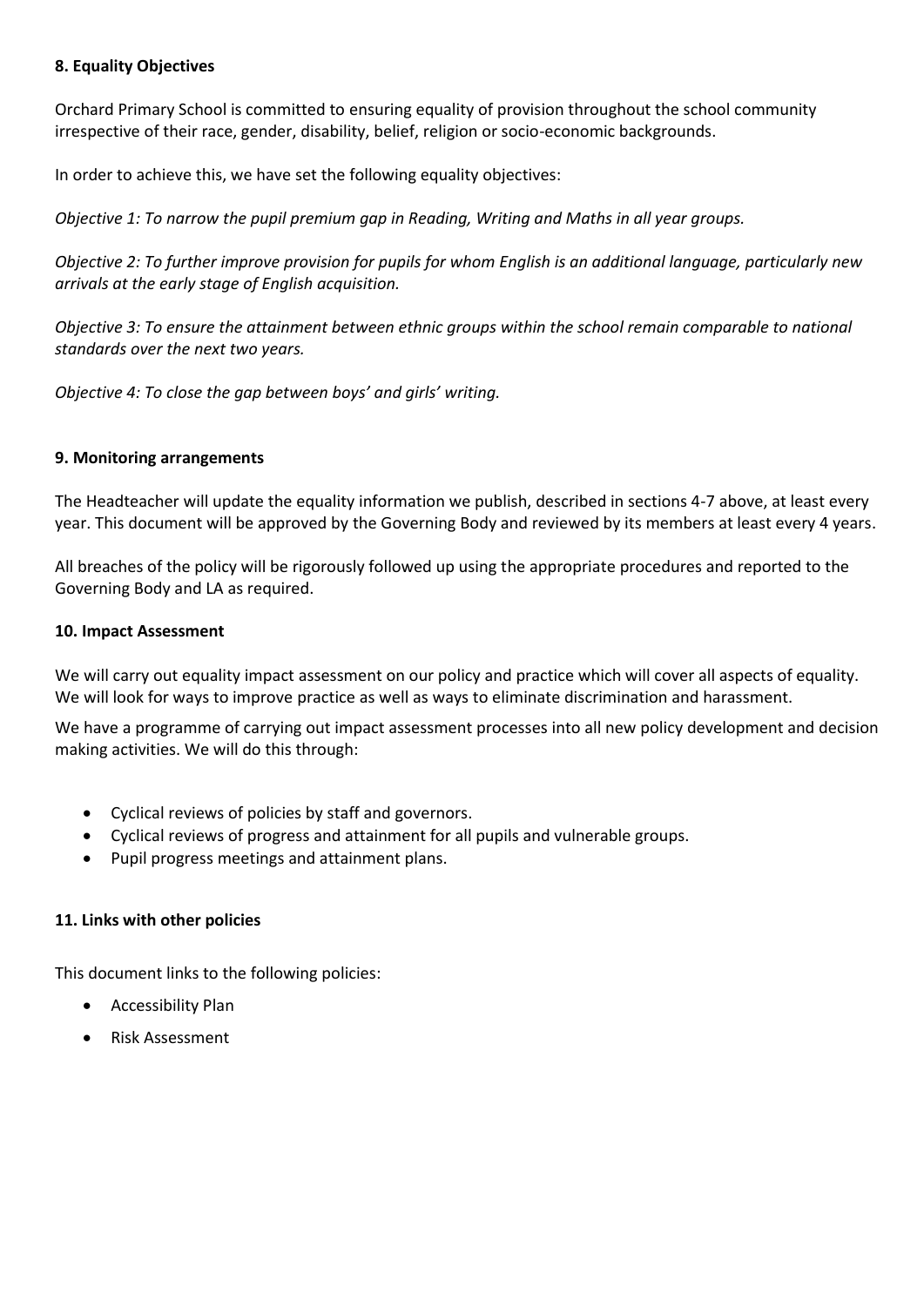## 8. Equality Objectives

Orchard Primary School is committed to ensuring equality of provision throughout the school community irrespective of their race, gender, disability, belief, religion or socio-economic backgrounds.

In order to achieve this, we have set the following equality objectives:

*Objective 1: To narrow the pupil premium gap in Reading, Writing and Maths in all year groups.*

*Objective 2: To further improve provision for pupils for whom English is an additional language, particularly new arrivals at the early stage of English acquisition.*

*Objective 3: To ensure the attainment between ethnic groups within the school remain comparable to national standards over the next two years.*

*Objective 4: To close the gap between boys' and girls' writing.*

## 9. Monitoring arrangements

The Headteacher will update the equality information we publish, described in sections 4-7 above, at least every year. This document will be approved by the Governing Body and reviewed by its members at least every 4 years.

All breaches of the policy will be rigorously followed up using the appropriate procedures and reported to the Governing Body and LA as required.

## 10. Impact Assessment

We will carry out equality impact assessment on our policy and practice which will cover all aspects of equality. We will look for ways to improve practice as well as ways to eliminate discrimination and harassment.

We have a programme of carrying out impact assessment processes into all new policy development and decision making activities. We will do this through:

- Cyclical reviews of policies by staff and governors.
- Cyclical reviews of progress and attainment for all pupils and vulnerable groups.
- Pupil progress meetings and attainment plans.

## 11. Links with other policies

This document links to the following policies:

- Accessibility Plan
- Risk Assessment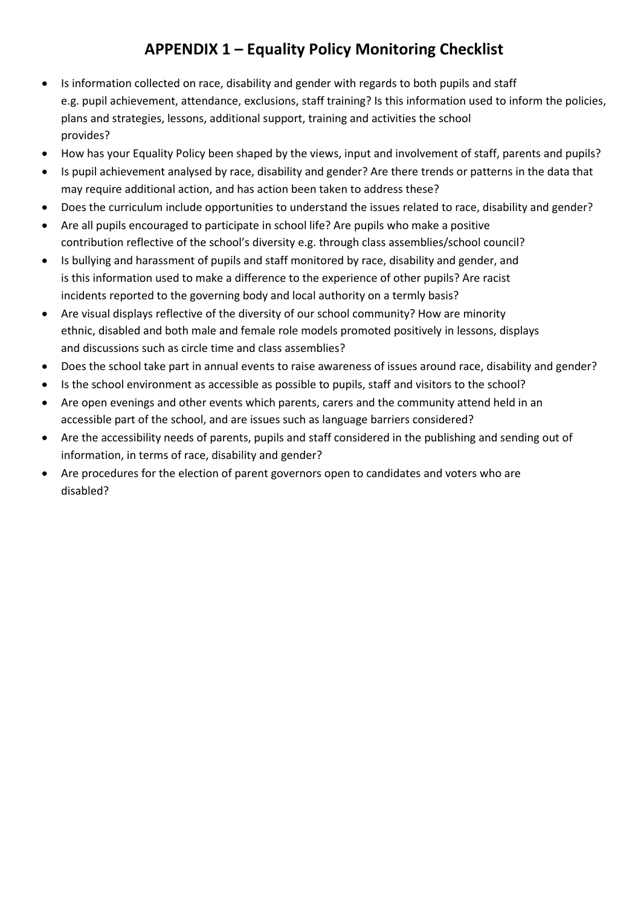# APPENDIX 1 – Equality Policy Monitoring Checklist

- Is information collected on race, disability and gender with regards to both pupils and staff e.g. pupil achievement, attendance, exclusions, staff training? Is this information used to inform the policies, plans and strategies, lessons, additional support, training and activities the school provides?
- How has your Equality Policy been shaped by the views, input and involvement of staff, parents and pupils?
- Is pupil achievement analysed by race, disability and gender? Are there trends or patterns in the data that may require additional action, and has action been taken to address these?
- Does the curriculum include opportunities to understand the issues related to race, disability and gender?
- Are all pupils encouraged to participate in school life? Are pupils who make a positive contribution reflective of the school's diversity e.g. through class assemblies/school council?
- Is bullying and harassment of pupils and staff monitored by race, disability and gender, and is this information used to make a difference to the experience of other pupils? Are racist incidents reported to the governing body and local authority on a termly basis?
- Are visual displays reflective of the diversity of our school community? How are minority ethnic, disabled and both male and female role models promoted positively in lessons, displays and discussions such as circle time and class assemblies?
- Does the school take part in annual events to raise awareness of issues around race, disability and gender?
- Is the school environment as accessible as possible to pupils, staff and visitors to the school?
- Are open evenings and other events which parents, carers and the community attend held in an accessible part of the school, and are issues such as language barriers considered?
- Are the accessibility needs of parents, pupils and staff considered in the publishing and sending out of information, in terms of race, disability and gender?
- Are procedures for the election of parent governors open to candidates and voters who are disabled?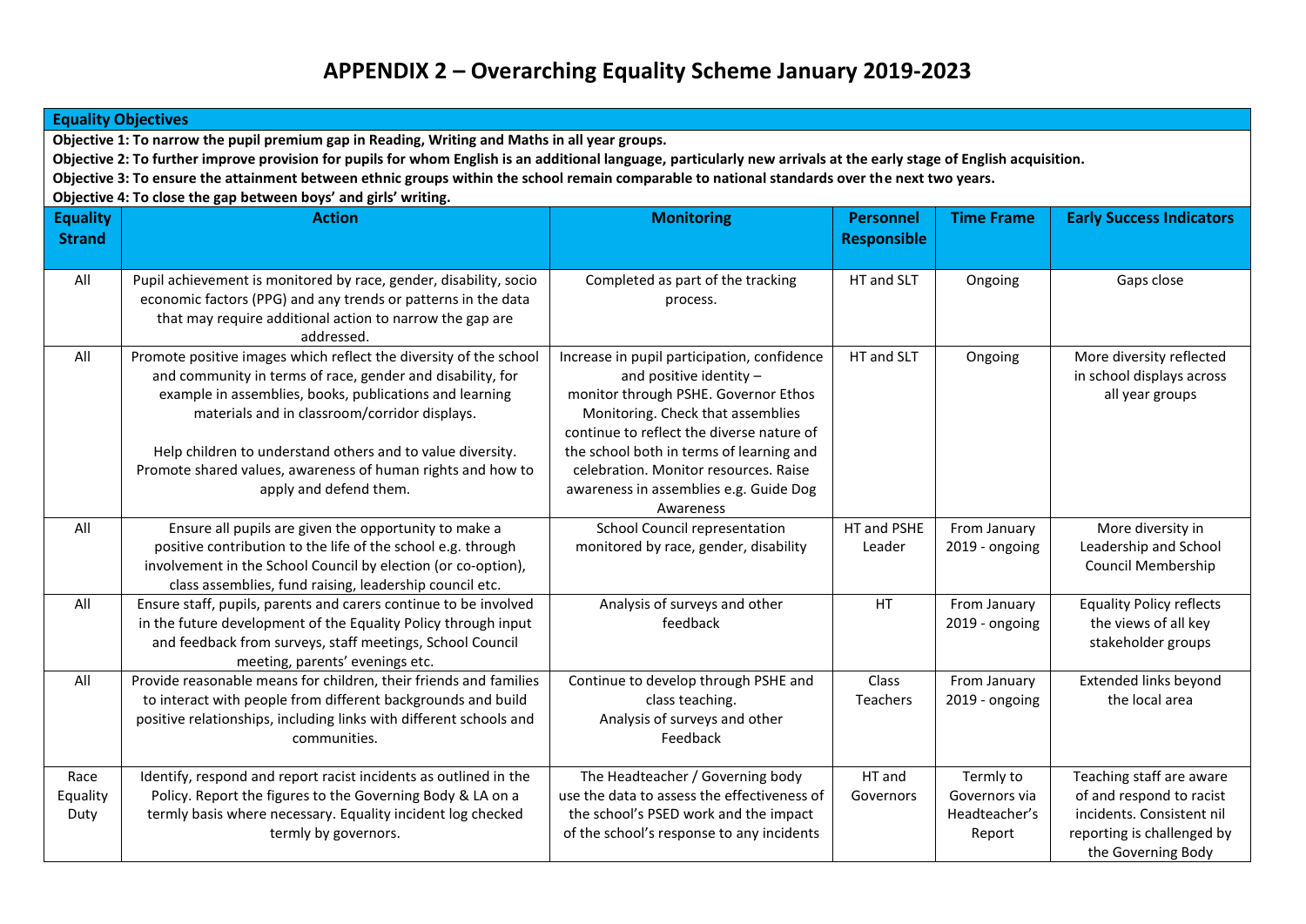# APPENDIX 2 – Overarching Equality Scheme January 2019-2023

**Equality Objectives**

**Objective 1: To narrow the pupil premium gap in Reading, Writing and Maths in all year groups.**

**Objective 2: To further improve provision for pupils for whom English is an additional language, particularly new arrivals at the early stage of English acquisition.**

**Objective 3: To ensure the attainment between ethnic groups within the school remain comparable to national standards over the next two years.**

**Objective 4: To close the gap between boys' and girls' writing.**

| Equality Strand | Action | Monitoring | Personnel Responsible | Time Frame | Early Success Indicators |
|---|---|---|---|---|---|
| All | Pupil achievement is monitored by race, gender, disability, socio economic factors (PPG) and any trends or patterns in the data that may require additional action to narrow the gap are addressed. | Completed as part of the tracking process. | HT and SLT | Ongoing | Gaps close |
| All | Promote positive images which reflect the diversity of the school and community in terms of race, gender and disability, for example in assemblies, books, publications and learning materials and in classroom/corridor displays.<br><br>Help children to understand others and to value diversity. Promote shared values, awareness of human rights and how to apply and defend them. | Increase in pupil participation, confidence and positive identity – monitor through PSHE. Governor Ethos Monitoring. Check that assemblies continue to reflect the diverse nature of the school both in terms of learning and celebration. Monitor resources. Raise awareness in assemblies e.g. Guide Dog Awareness | HT and SLT | Ongoing | More diversity reflected in school displays across all year groups |
| All | Ensure all pupils are given the opportunity to make a positive contribution to the life of the school e.g. through involvement in the School Council by election (or co-option), class assemblies, fund raising, leadership council etc. | School Council representation monitored by race, gender, disability | HT and PSHE Leader | From January 2019 - ongoing | More diversity in Leadership and School Council Membership |
| All | Ensure staff, pupils, parents and carers continue to be involved in the future development of the Equality Policy through input and feedback from surveys, staff meetings, School Council meeting, parents' evenings etc. | Analysis of surveys and other feedback | HT | From January 2019 - ongoing | Equality Policy reflects the views of all key stakeholder groups |
| All | Provide reasonable means for children, their friends and families to interact with people from different backgrounds and build positive relationships, including links with different schools and communities. | Continue to develop through PSHE and class teaching.<br>Analysis of surveys and other Feedback | Class Teachers | From January 2019 - ongoing | Extended links beyond the local area |
| Race Equality Duty | Identify, respond and report racist incidents as outlined in the Policy. Report the figures to the Governing Body & LA on a termly basis where necessary. Equality incident log checked termly by governors. | The Headteacher / Governing body use the data to assess the effectiveness of the school's PSED work and the impact of the school's response to any incidents | HT and Governors | Termly to Governors via Headteacher's Report | Teaching staff are aware of and respond to racist incidents. Consistent nil reporting is challenged by the Governing Body |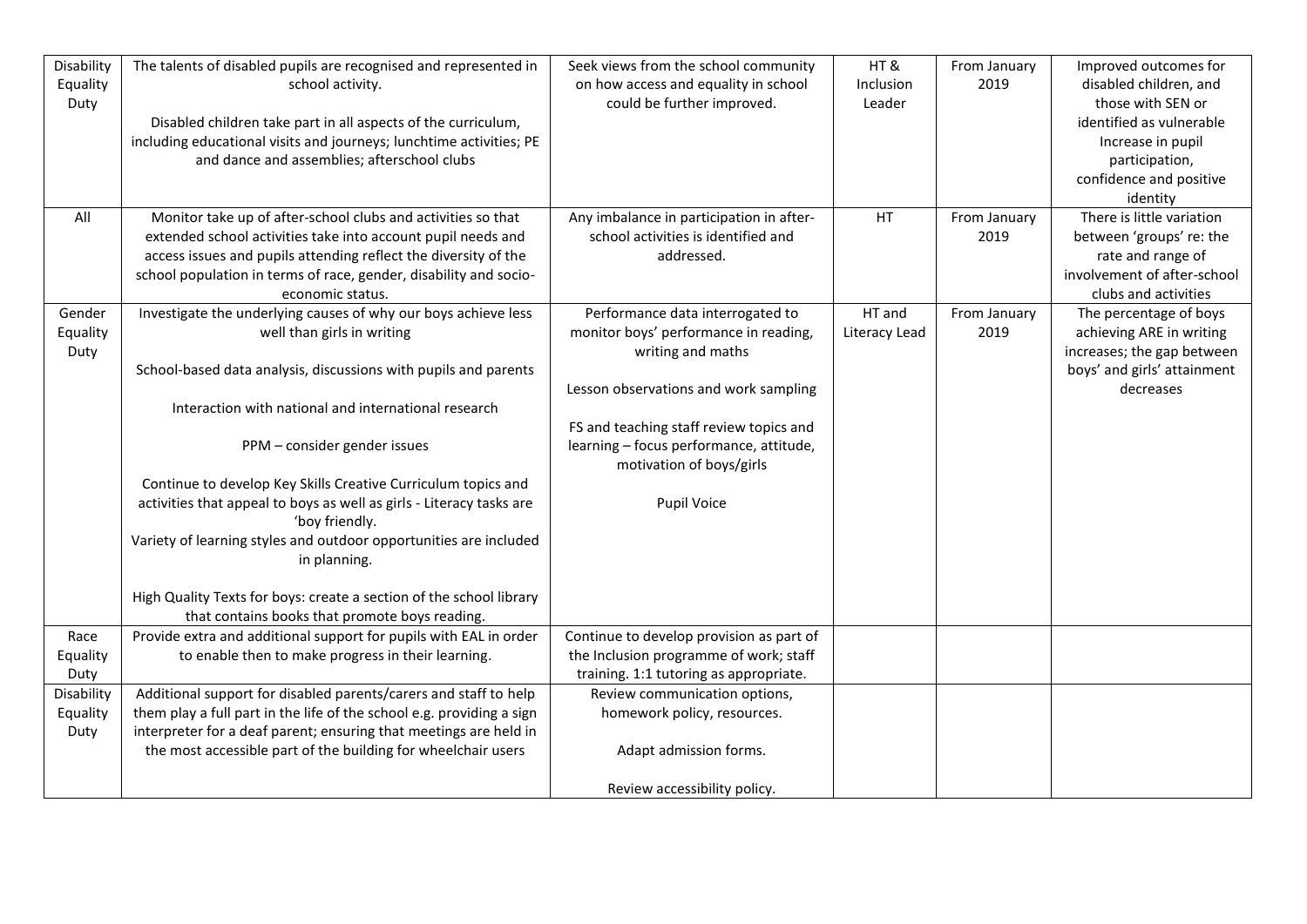| | | | | | |
|---|---|---|---|---|---|
| Disability Equality Duty | The talents of disabled pupils are recognised and represented in school activity.<br><br>Disabled children take part in all aspects of the curriculum, including educational visits and journeys; lunchtime activities; PE and dance and assemblies; afterschool clubs | Seek views from the school community on how access and equality in school could be further improved. | HT & Inclusion Leader | From January 2019 | Improved outcomes for disabled children, and those with SEN or identified as vulnerable Increase in pupil participation, confidence and positive identity |
| All | Monitor take up of after-school clubs and activities so that extended school activities take into account pupil needs and access issues and pupils attending reflect the diversity of the school population in terms of race, gender, disability and socio-economic status. | Any imbalance in participation in after-school activities is identified and addressed. | HT | From January 2019 | There is little variation between 'groups' re: the rate and range of involvement of after-school clubs and activities |
| Gender Equality Duty | Investigate the underlying causes of why our boys achieve less well than girls in writing<br><br>School-based data analysis, discussions with pupils and parents<br><br>Interaction with national and international research<br><br>PPM – consider gender issues<br><br>Continue to develop Key Skills Creative Curriculum topics and activities that appeal to boys as well as girls - Literacy tasks are 'boy friendly.<br>Variety of learning styles and outdoor opportunities are included in planning.<br><br>High Quality Texts for boys: create a section of the school library that contains books that promote boys reading. | Performance data interrogated to monitor boys' performance in reading, writing and maths<br><br>Lesson observations and work sampling<br><br>FS and teaching staff review topics and learning – focus performance, attitude, motivation of boys/girls<br><br>Pupil Voice | HT and Literacy Lead | From January 2019 | The percentage of boys achieving ARE in writing increases; the gap between boys' and girls' attainment decreases |
| Race Equality Duty | Provide extra and additional support for pupils with EAL in order to enable then to make progress in their learning. | Continue to develop provision as part of the Inclusion programme of work; staff training. 1:1 tutoring as appropriate. | | | |
| Disability Equality Duty | Additional support for disabled parents/carers and staff to help them play a full part in the life of the school e.g. providing a sign interpreter for a deaf parent; ensuring that meetings are held in the most accessible part of the building for wheelchair users | Review communication options, homework policy, resources.<br><br>Adapt admission forms.<br><br>Review accessibility policy. | | | |